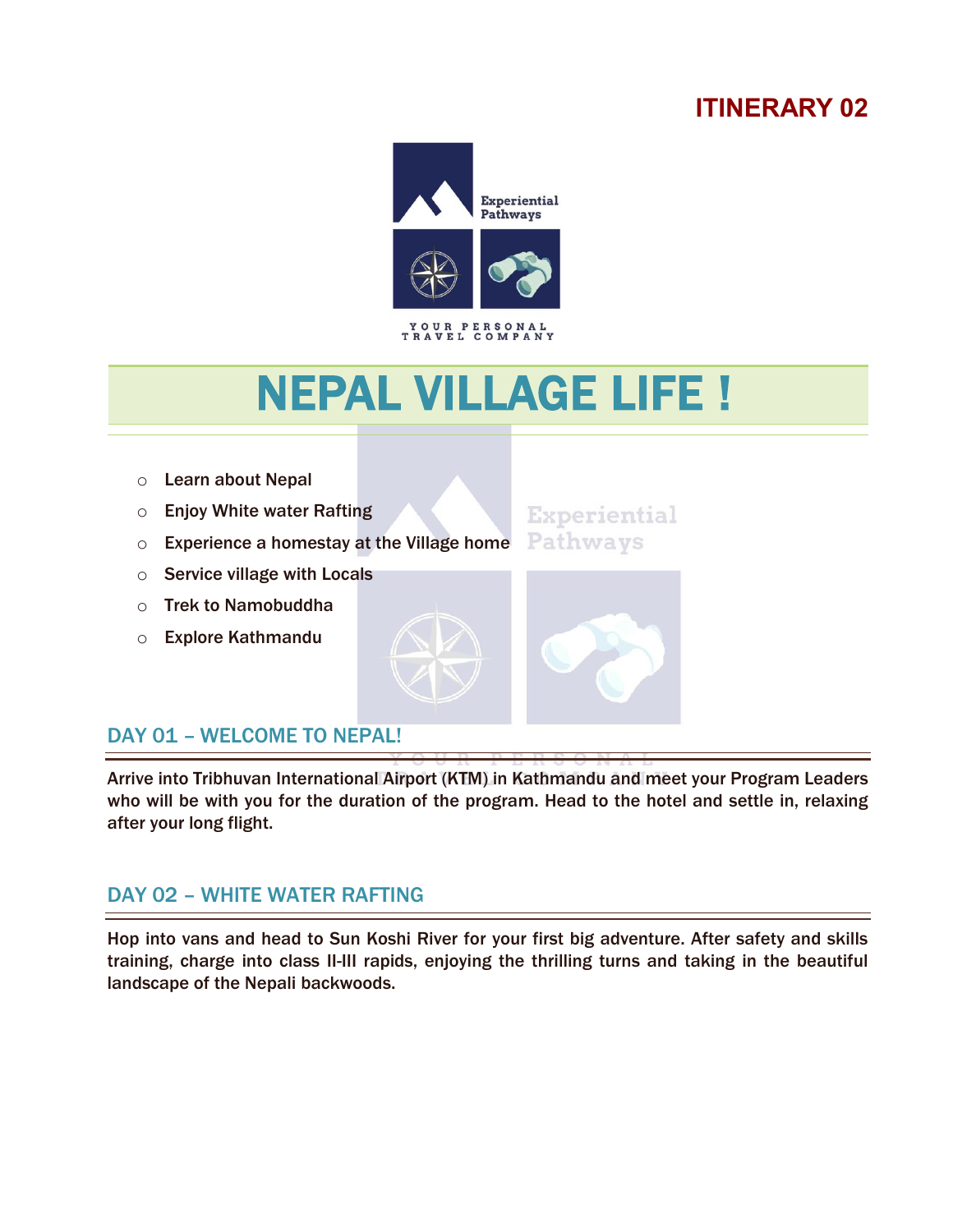**ITINERARY 02**

Experiential Pathways

YOUR PERSONAL TRAVEL COMPANY

# NEPAL VILLAGE LIFE !

- Learn about Nepal
- Enjoy White water Rafting
- Experience a homestay at the Village home
- Service village with Locals
- Trek to Namobuddha
- Explore Kathmandu

## DAY 01 – WELCOME TO NEPAL!

Arrive into Tribhuvan International Airport (KTM) in Kathmandu and meet your Program Leaders who will be with you for the duration of the program. Head to the hotel and settle in, relaxing after your long flight.

## DAY 02 – WHITE WATER RAFTING

Hop into vans and head to Sun Koshi River for your first big adventure. After safety and skills training, charge into class II-III rapids, enjoying the thrilling turns and taking in the beautiful landscape of the Nepali backwoods.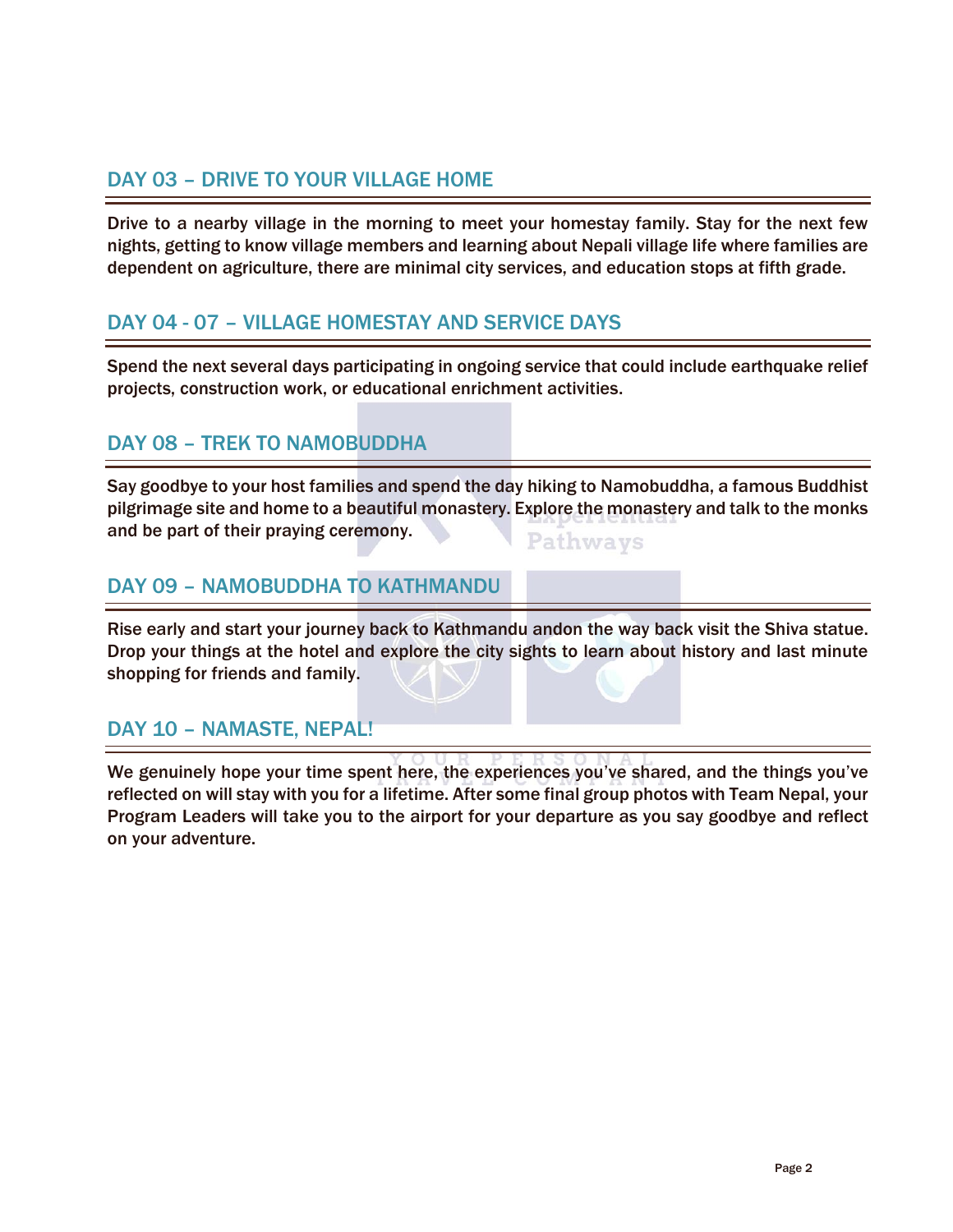## DAY 03 – DRIVE TO YOUR VILLAGE HOME

Drive to a nearby village in the morning to meet your homestay family. Stay for the next few nights, getting to know village members and learning about Nepali village life where families are dependent on agriculture, there are minimal city services, and education stops at fifth grade.

## DAY 04 - 07 – VILLAGE HOMESTAY AND SERVICE DAYS

Spend the next several days participating in ongoing service that could include earthquake relief projects, construction work, or educational enrichment activities.

## DAY 08 – TREK TO NAMOBUDDHA

Say goodbye to your host families and spend the day hiking to Namobuddha, a famous Buddhist pilgrimage site and home to a beautiful monastery. Explore the monastery and talk to the monks and be part of their praying ceremony.

## DAY 09 – NAMOBUDDHA TO KATHMANDU

Rise early and start your journey back to Kathmandu andon the way back visit the Shiva statue. Drop your things at the hotel and explore the city sights to learn about history and last minute shopping for friends and family.

## DAY 10 – NAMASTE, NEPAL!

We genuinely hope your time spent here, the experiences you've shared, and the things you've reflected on will stay with you for a lifetime. After some final group photos with Team Nepal, your Program Leaders will take you to the airport for your departure as you say goodbye and reflect on your adventure.